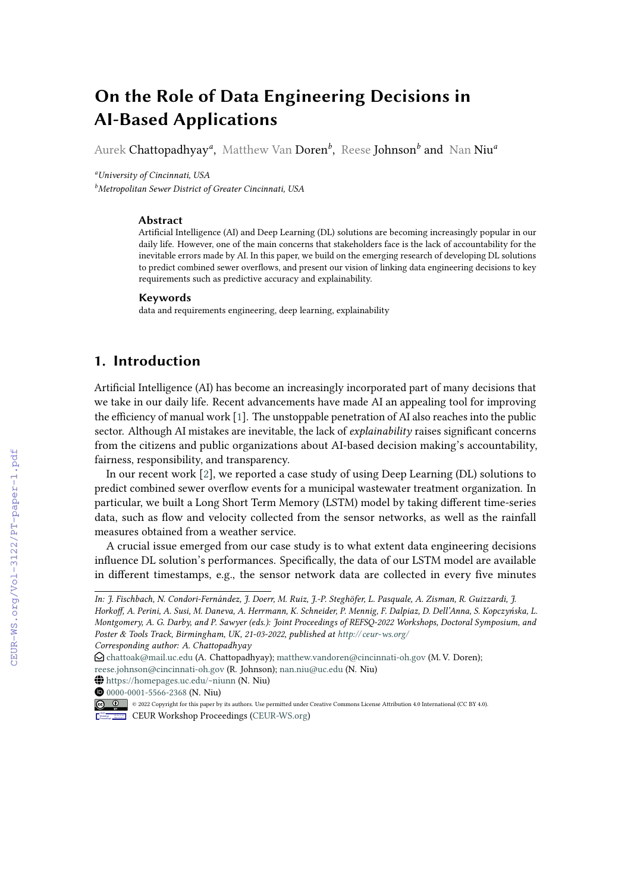# On the Role of Data Engineering Decisions in AI-Based Applications

Aurek Chattopadhyay[a], Matthew Van Doren[b], Reese Johnson[b] and Nan Niu[a]

[a]*University of Cincinnati, USA*
[b]*Metropolitan Sewer District of Greater Cincinnati, USA*

### Abstract

Artificial Intelligence (AI) and Deep Learning (DL) solutions are becoming increasingly popular in our daily life. However, one of the main concerns that stakeholders face is the lack of accountability for the inevitable errors made by AI. In this paper, we build on the emerging research of developing DL solutions to predict combined sewer overflows, and present our vision of linking data engineering decisions to key requirements such as predictive accuracy and explainability.

### Keywords

data and requirements engineering, deep learning, explainability

## 1. Introduction

Artificial Intelligence (AI) has become an increasingly incorporated part of many decisions that we take in our daily life. Recent advancements have made AI an appealing tool for improving the efficiency of manual work [1]. The unstoppable penetration of AI also reaches into the public sector. Although AI mistakes are inevitable, the lack of *explainability* raises significant concerns from the citizens and public organizations about AI-based decision making's accountability, fairness, responsibility, and transparency.

In our recent work [2], we reported a case study of using Deep Learning (DL) solutions to predict combined sewer overflow events for a municipal wastewater treatment organization. In particular, we built a Long Short Term Memory (LSTM) model by taking different time-series data, such as flow and velocity collected from the sensor networks, as well as the rainfall measures obtained from a weather service.

A crucial issue emerged from our case study is to what extent data engineering decisions influence DL solution's performances. Specifically, the data of our LSTM model are available in different timestamps, e.g., the sensor network data are collected in every five minutes

---

*In: J. Fischbach, N. Condori-Fernández, J. Doerr, M. Ruiz, J.-P. Steghöfer, L. Pasquale, A. Zisman, R. Guizzardi, J. Horkoff, A. Perini, A. Susi, M. Daneva, A. Herrmann, K. Schneider, P. Mennig, F. Dalpiaz, D. Dell'Anna, S. Kopczyńska, L. Montgomery, A. G. Darby, and P. Sawyer (eds.): Joint Proceedings of REFSQ-2022 Workshops, Doctoral Symposium, and Poster & Tools Track, Birmingham, UK, 21-03-2022, published at http://ceur-ws.org/*

*Corresponding author: A. Chattopadhyay*

chattoak@mail.uc.edu (A. Chattopadhyay); matthew.vandoren@cincinnati-oh.gov (M. V. Doren); reese.johnson@cincinnati-oh.gov (R. Johnson); nan.niu@uc.edu (N. Niu)

https://homepages.uc.edu/~niunn (N. Niu)

0000-0001-5566-2368 (N. Niu)

© 2022 Copyright for this paper by its authors. Use permitted under Creative Commons License Attribution 4.0 International (CC BY 4.0).

CEUR Workshop Proceedings (CEUR-WS.org)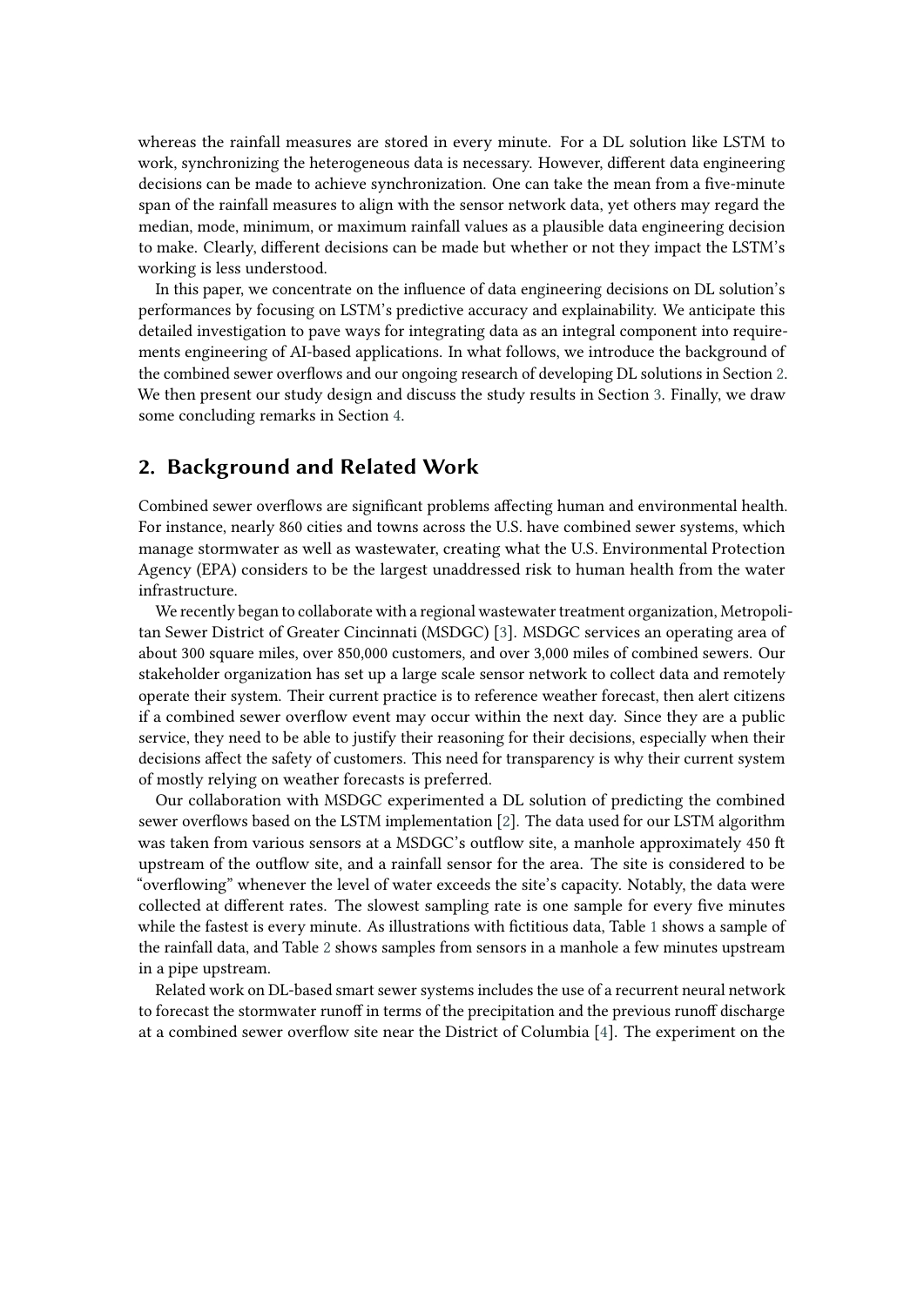whereas the rainfall measures are stored in every minute. For a DL solution like LSTM to work, synchronizing the heterogeneous data is necessary. However, different data engineering decisions can be made to achieve synchronization. One can take the mean from a five-minute span of the rainfall measures to align with the sensor network data, yet others may regard the median, mode, minimum, or maximum rainfall values as a plausible data engineering decision to make. Clearly, different decisions can be made but whether or not they impact the LSTM's working is less understood.

In this paper, we concentrate on the influence of data engineering decisions on DL solution's performances by focusing on LSTM's predictive accuracy and explainability. We anticipate this detailed investigation to pave ways for integrating data as an integral component into requirements engineering of AI-based applications. In what follows, we introduce the background of the combined sewer overflows and our ongoing research of developing DL solutions in Section 2. We then present our study design and discuss the study results in Section 3. Finally, we draw some concluding remarks in Section 4.

## 2. Background and Related Work

Combined sewer overflows are significant problems affecting human and environmental health. For instance, nearly 860 cities and towns across the U.S. have combined sewer systems, which manage stormwater as well as wastewater, creating what the U.S. Environmental Protection Agency (EPA) considers to be the largest unaddressed risk to human health from the water infrastructure.

We recently began to collaborate with a regional wastewater treatment organization, Metropolitan Sewer District of Greater Cincinnati (MSDGC) [3]. MSDGC services an operating area of about 300 square miles, over 850,000 customers, and over 3,000 miles of combined sewers. Our stakeholder organization has set up a large scale sensor network to collect data and remotely operate their system. Their current practice is to reference weather forecast, then alert citizens if a combined sewer overflow event may occur within the next day. Since they are a public service, they need to be able to justify their reasoning for their decisions, especially when their decisions affect the safety of customers. This need for transparency is why their current system of mostly relying on weather forecasts is preferred.

Our collaboration with MSDGC experimented a DL solution of predicting the combined sewer overflows based on the LSTM implementation [2]. The data used for our LSTM algorithm was taken from various sensors at a MSDGC's outflow site, a manhole approximately 450 ft upstream of the outflow site, and a rainfall sensor for the area. The site is considered to be "overflowing" whenever the level of water exceeds the site's capacity. Notably, the data were collected at different rates. The slowest sampling rate is one sample for every five minutes while the fastest is every minute. As illustrations with fictitious data, Table 1 shows a sample of the rainfall data, and Table 2 shows samples from sensors in a manhole a few minutes upstream in a pipe upstream.

Related work on DL-based smart sewer systems includes the use of a recurrent neural network to forecast the stormwater runoff in terms of the precipitation and the previous runoff discharge at a combined sewer overflow site near the District of Columbia [4]. The experiment on the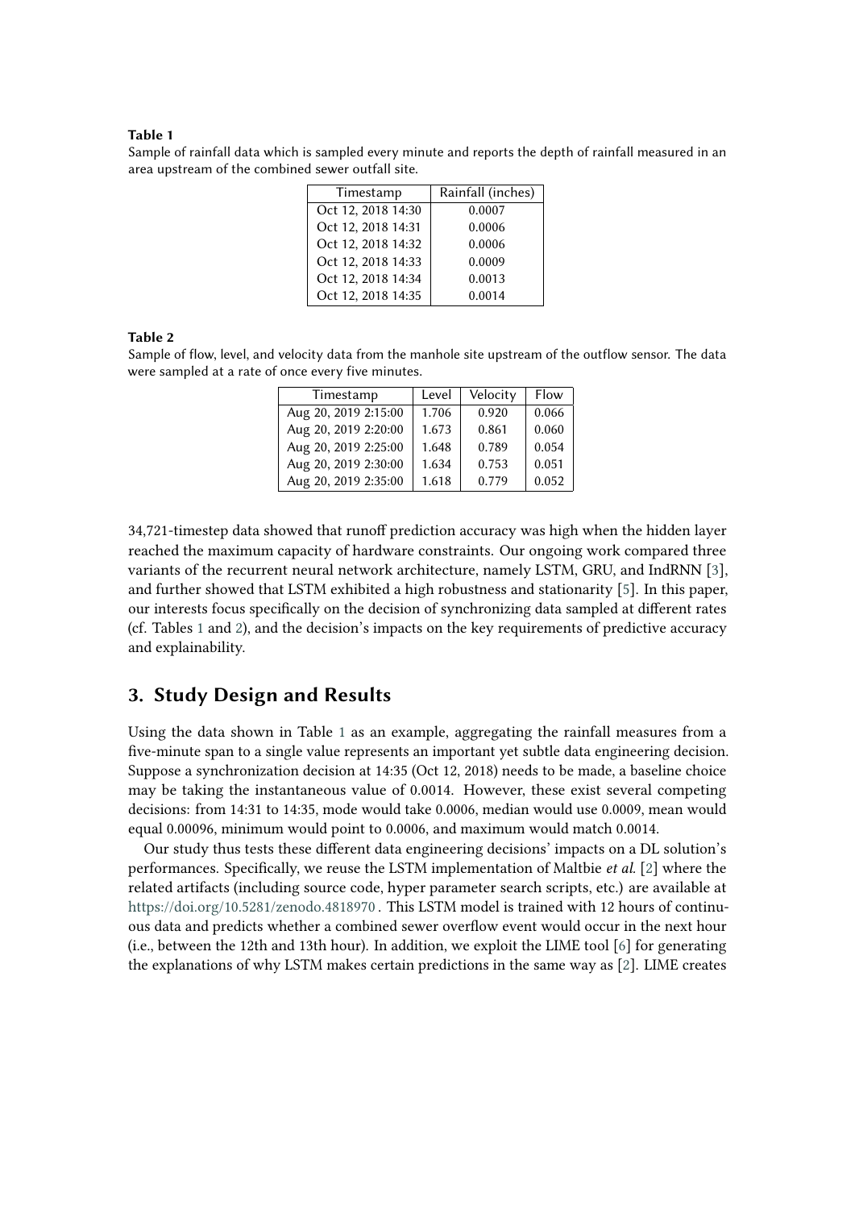**Table 1**

Sample of rainfall data which is sampled every minute and reports the depth of rainfall measured in an area upstream of the combined sewer outfall site.

| Timestamp | Rainfall (inches) |
|---|---|
| Oct 12, 2018 14:30 | 0.0007 |
| Oct 12, 2018 14:31 | 0.0006 |
| Oct 12, 2018 14:32 | 0.0006 |
| Oct 12, 2018 14:33 | 0.0009 |
| Oct 12, 2018 14:34 | 0.0013 |
| Oct 12, 2018 14:35 | 0.0014 |

**Table 2**

Sample of flow, level, and velocity data from the manhole site upstream of the outflow sensor. The data were sampled at a rate of once every five minutes.

| Timestamp | Level | Velocity | Flow |
|---|---|---|---|
| Aug 20, 2019 2:15:00 | 1.706 | 0.920 | 0.066 |
| Aug 20, 2019 2:20:00 | 1.673 | 0.861 | 0.060 |
| Aug 20, 2019 2:25:00 | 1.648 | 0.789 | 0.054 |
| Aug 20, 2019 2:30:00 | 1.634 | 0.753 | 0.051 |
| Aug 20, 2019 2:35:00 | 1.618 | 0.779 | 0.052 |

34,721-timestep data showed that runoff prediction accuracy was high when the hidden layer reached the maximum capacity of hardware constraints. Our ongoing work compared three variants of the recurrent neural network architecture, namely LSTM, GRU, and IndRNN [3], and further showed that LSTM exhibited a high robustness and stationarity [5]. In this paper, our interests focus specifically on the decision of synchronizing data sampled at different rates (cf. Tables 1 and 2), and the decision's impacts on the key requirements of predictive accuracy and explainability.

## 3. Study Design and Results

Using the data shown in Table 1 as an example, aggregating the rainfall measures from a five-minute span to a single value represents an important yet subtle data engineering decision. Suppose a synchronization decision at 14:35 (Oct 12, 2018) needs to be made, a baseline choice may be taking the instantaneous value of 0.0014. However, these exist several competing decisions: from 14:31 to 14:35, mode would take 0.0006, median would use 0.0009, mean would equal 0.00096, minimum would point to 0.0006, and maximum would match 0.0014.

Our study thus tests these different data engineering decisions' impacts on a DL solution's performances. Specifically, we reuse the LSTM implementation of Maltbie *et al.* [2] where the related artifacts (including source code, hyper parameter search scripts, etc.) are available at https://doi.org/10.5281/zenodo.4818970 . This LSTM model is trained with 12 hours of continuous data and predicts whether a combined sewer overflow event would occur in the next hour (i.e., between the 12th and 13th hour). In addition, we exploit the LIME tool [6] for generating the explanations of why LSTM makes certain predictions in the same way as [2]. LIME creates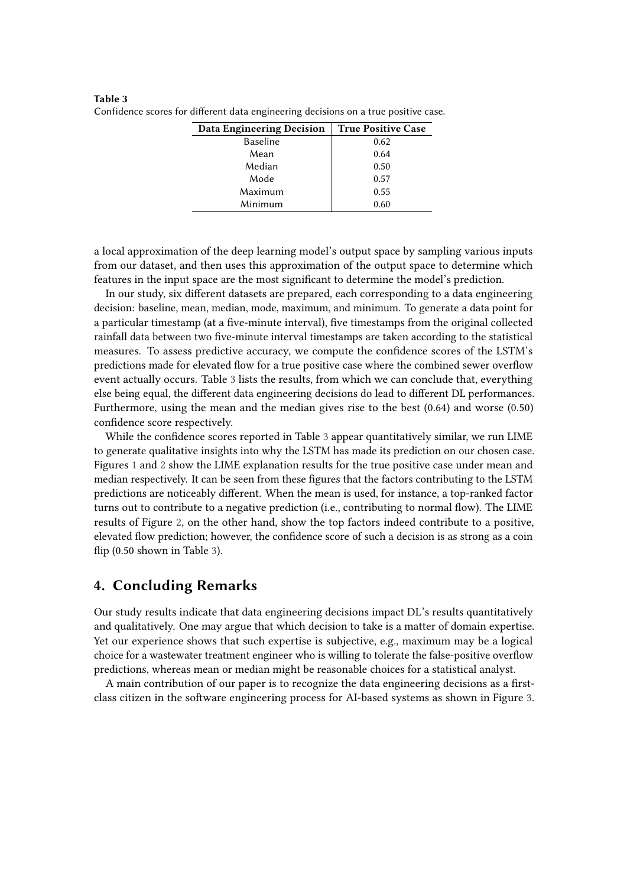**Table 3**
Confidence scores for different data engineering decisions on a true positive case.

| Data Engineering Decision | True Positive Case |
|---|---|
| Baseline | 0.62 |
| Mean | 0.64 |
| Median | 0.50 |
| Mode | 0.57 |
| Maximum | 0.55 |
| Minimum | 0.60 |

a local approximation of the deep learning model's output space by sampling various inputs from our dataset, and then uses this approximation of the output space to determine which features in the input space are the most significant to determine the model's prediction.

In our study, six different datasets are prepared, each corresponding to a data engineering decision: baseline, mean, median, mode, maximum, and minimum. To generate a data point for a particular timestamp (at a five-minute interval), five timestamps from the original collected rainfall data between two five-minute interval timestamps are taken according to the statistical measures. To assess predictive accuracy, we compute the confidence scores of the LSTM's predictions made for elevated flow for a true positive case where the combined sewer overflow event actually occurs. Table 3 lists the results, from which we can conclude that, everything else being equal, the different data engineering decisions do lead to different DL performances. Furthermore, using the mean and the median gives rise to the best (0.64) and worse (0.50) confidence score respectively.

While the confidence scores reported in Table 3 appear quantitatively similar, we run LIME to generate qualitative insights into why the LSTM has made its prediction on our chosen case. Figures 1 and 2 show the LIME explanation results for the true positive case under mean and median respectively. It can be seen from these figures that the factors contributing to the LSTM predictions are noticeably different. When the mean is used, for instance, a top-ranked factor turns out to contribute to a negative prediction (i.e., contributing to normal flow). The LIME results of Figure 2, on the other hand, show the top factors indeed contribute to a positive, elevated flow prediction; however, the confidence score of such a decision is as strong as a coin flip (0.50 shown in Table 3).

## 4. Concluding Remarks

Our study results indicate that data engineering decisions impact DL's results quantitatively and qualitatively. One may argue that which decision to take is a matter of domain expertise. Yet our experience shows that such expertise is subjective, e.g., maximum may be a logical choice for a wastewater treatment engineer who is willing to tolerate the false-positive overflow predictions, whereas mean or median might be reasonable choices for a statistical analyst.

A main contribution of our paper is to recognize the data engineering decisions as a first-class citizen in the software engineering process for AI-based systems as shown in Figure 3.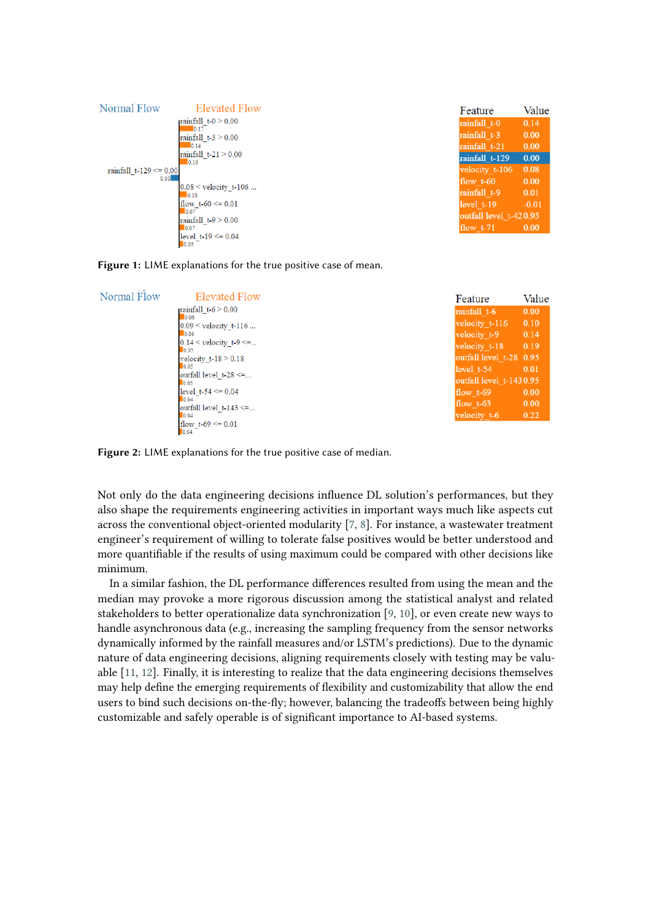Normal Flow

Elevated Flow

rainfall_t-0 > 0.00

0.17

rainfall_t-3 > 0.00

0.14

rainfall_t-21 > 0.00

0.10

rainfall_t-129 <= 0.00

0.10

0.08 < velocity_t-106 ...

0.10

flow_t-60 <= 0.01

0.07

rainfall_t-9 > 0.00

0.07

level_t-19 <= 0.04

0.05

| Feature | Value |
|---|---|
| rainfall_t-0 | 0.14 |
| rainfall_t-3 | 0.00 |
| rainfall_t-21 | 0.00 |
| rainfall_t-129 | 0.00 |
| velocity_t-106 | 0.08 |
| flow_t-60 | 0.00 |
| rainfall_t-9 | 0.01 |
| level_t-19 | -0.01 |
| outfall level_t-42 | 0.95 |
| flow_t-71 | 0.00 |

**Figure 1:** LIME explanations for the true positive case of mean.

Normal Flow

Elevated Flow

rainfall_t-6 > 0.00

0.06

0.09 < velocity_t-116 ...

0.06

0.14 < velocity_t-9 <=...

0.05

velocity_t-18 > 0.18

0.05

outfall level_t-28 <=...

0.05

level_t-54 <= 0.04

0.04

outfall level_t-143 <=...

0.04

flow_t-69 <= 0.01

0.04

| Feature | Value |
|---|---|
| rainfall_t-6 | 0.00 |
| velocity_t-116 | 0.10 |
| velocity_t-9 | 0.14 |
| velocity_t-18 | 0.19 |
| outfall level_t-28 | 0.95 |
| level_t-54 | 0.01 |
| outfall level_t-143 | 0.95 |
| flow_t-69 | 0.00 |
| flow_t-63 | 0.00 |
| velocity_t-6 | 0.22 |

**Figure 2:** LIME explanations for the true positive case of median.

Not only do the data engineering decisions influence DL solution's performances, but they also shape the requirements engineering activities in important ways much like aspects cut across the conventional object-oriented modularity [7, 8]. For instance, a wastewater treatment engineer's requirement of willing to tolerate false positives would be better understood and more quantifiable if the results of using maximum could be compared with other decisions like minimum.

In a similar fashion, the DL performance differences resulted from using the mean and the median may provoke a more rigorous discussion among the statistical analyst and related stakeholders to better operationalize data synchronization [9, 10], or even create new ways to handle asynchronous data (e.g., increasing the sampling frequency from the sensor networks dynamically informed by the rainfall measures and/or LSTM's predictions). Due to the dynamic nature of data engineering decisions, aligning requirements closely with testing may be valuable [11, 12]. Finally, it is interesting to realize that the data engineering decisions themselves may help define the emerging requirements of flexibility and customizability that allow the end users to bind such decisions on-the-fly; however, balancing the tradeoffs between being highly customizable and safely operable is of significant importance to AI-based systems.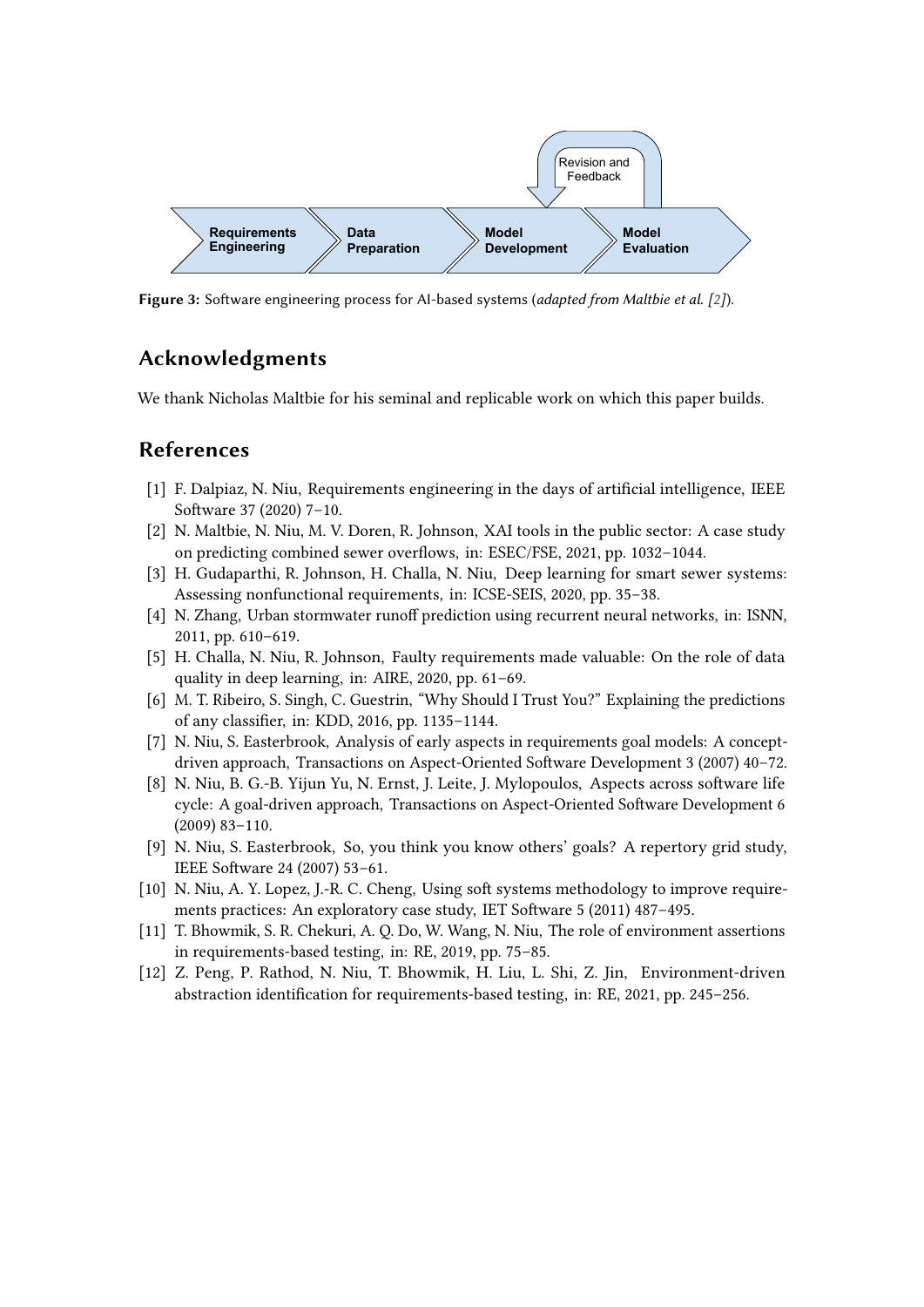Revision and Feedback

Requirements Engineering

Data Preparation

Model Development

Model Evaluation

**Figure 3:** Software engineering process for AI-based systems (*adapted from Maltbie et al. [2]*).

## Acknowledgments

We thank Nicholas Maltbie for his seminal and replicable work on which this paper builds.

## References

[1] F. Dalpiaz, N. Niu, Requirements engineering in the days of artificial intelligence, IEEE Software 37 (2020) 7–10.

[2] N. Maltbie, N. Niu, M. V. Doren, R. Johnson, XAI tools in the public sector: A case study on predicting combined sewer overflows, in: ESEC/FSE, 2021, pp. 1032–1044.

[3] H. Gudaparthi, R. Johnson, H. Challa, N. Niu, Deep learning for smart sewer systems: Assessing nonfunctional requirements, in: ICSE-SEIS, 2020, pp. 35–38.

[4] N. Zhang, Urban stormwater runoff prediction using recurrent neural networks, in: ISNN, 2011, pp. 610–619.

[5] H. Challa, N. Niu, R. Johnson, Faulty requirements made valuable: On the role of data quality in deep learning, in: AIRE, 2020, pp. 61–69.

[6] M. T. Ribeiro, S. Singh, C. Guestrin, "Why Should I Trust You?" Explaining the predictions of any classifier, in: KDD, 2016, pp. 1135–1144.

[7] N. Niu, S. Easterbrook, Analysis of early aspects in requirements goal models: A concept-driven approach, Transactions on Aspect-Oriented Software Development 3 (2007) 40–72.

[8] N. Niu, B. G.-B. Yijun Yu, N. Ernst, J. Leite, J. Mylopoulos, Aspects across software life cycle: A goal-driven approach, Transactions on Aspect-Oriented Software Development 6 (2009) 83–110.

[9] N. Niu, S. Easterbrook, So, you think you know others' goals? A repertory grid study, IEEE Software 24 (2007) 53–61.

[10] N. Niu, A. Y. Lopez, J.-R. C. Cheng, Using soft systems methodology to improve requirements practices: An exploratory case study, IET Software 5 (2011) 487–495.

[11] T. Bhowmik, S. R. Chekuri, A. Q. Do, W. Wang, N. Niu, The role of environment assertions in requirements-based testing, in: RE, 2019, pp. 75–85.

[12] Z. Peng, P. Rathod, N. Niu, T. Bhowmik, H. Liu, L. Shi, Z. Jin, Environment-driven abstraction identification for requirements-based testing, in: RE, 2021, pp. 245–256.